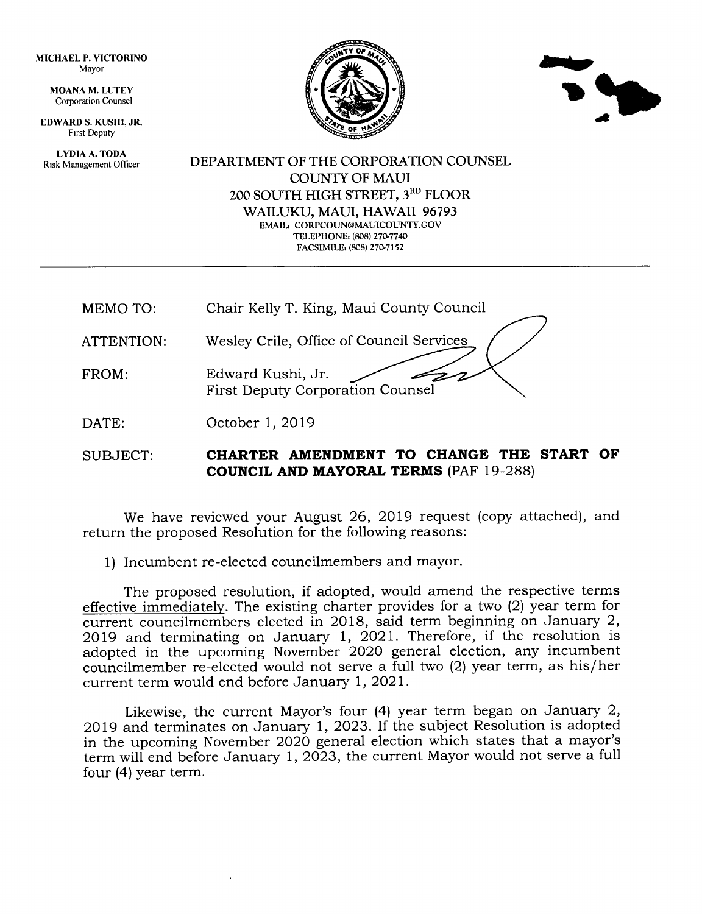MICHAEL P. VICTORINO
Mayor

MOANA M. LUTEY
Corporation Counsel

EDWARD S. KUSHI, JR.
First Deputy

LYDIA A. TODA
Risk Management Officer

DEPARTMENT OF THE CORPORATION COUNSEL
COUNTY OF MAUI
200 SOUTH HIGH STREET, 3RD FLOOR
WAILUKU, MAUI, HAWAII 96793
EMAIL: CORPCOUN@MAUICOUNTY.GOV
TELEPHONE: (808) 270-7740
FACSIMILE: (808) 270-7152

---

MEMO TO: Chair Kelly T. King, Maui County Council

ATTENTION: Wesley Crile, Office of Council Services

FROM: Edward Kushi, Jr.
First Deputy Corporation Counsel

DATE: October 1, 2019

SUBJECT: **CHARTER AMENDMENT TO CHANGE THE START OF COUNCIL AND MAYORAL TERMS** (PAF 19-288)

We have reviewed your August 26, 2019 request (copy attached), and return the proposed Resolution for the following reasons:

1) Incumbent re-elected councilmembers and mayor.

The proposed resolution, if adopted, would amend the respective terms effective immediately. The existing charter provides for a two (2) year term for current councilmembers elected in 2018, said term beginning on January 2, 2019 and terminating on January 1, 2021. Therefore, if the resolution is adopted in the upcoming November 2020 general election, any incumbent councilmember re-elected would not serve a full two (2) year term, as his/her current term would end before January 1, 2021.

Likewise, the current Mayor's four (4) year term began on January 2, 2019 and terminates on January 1, 2023. If the subject Resolution is adopted in the upcoming November 2020 general election which states that a mayor's term will end before January 1, 2023, the current Mayor would not serve a full four (4) year term.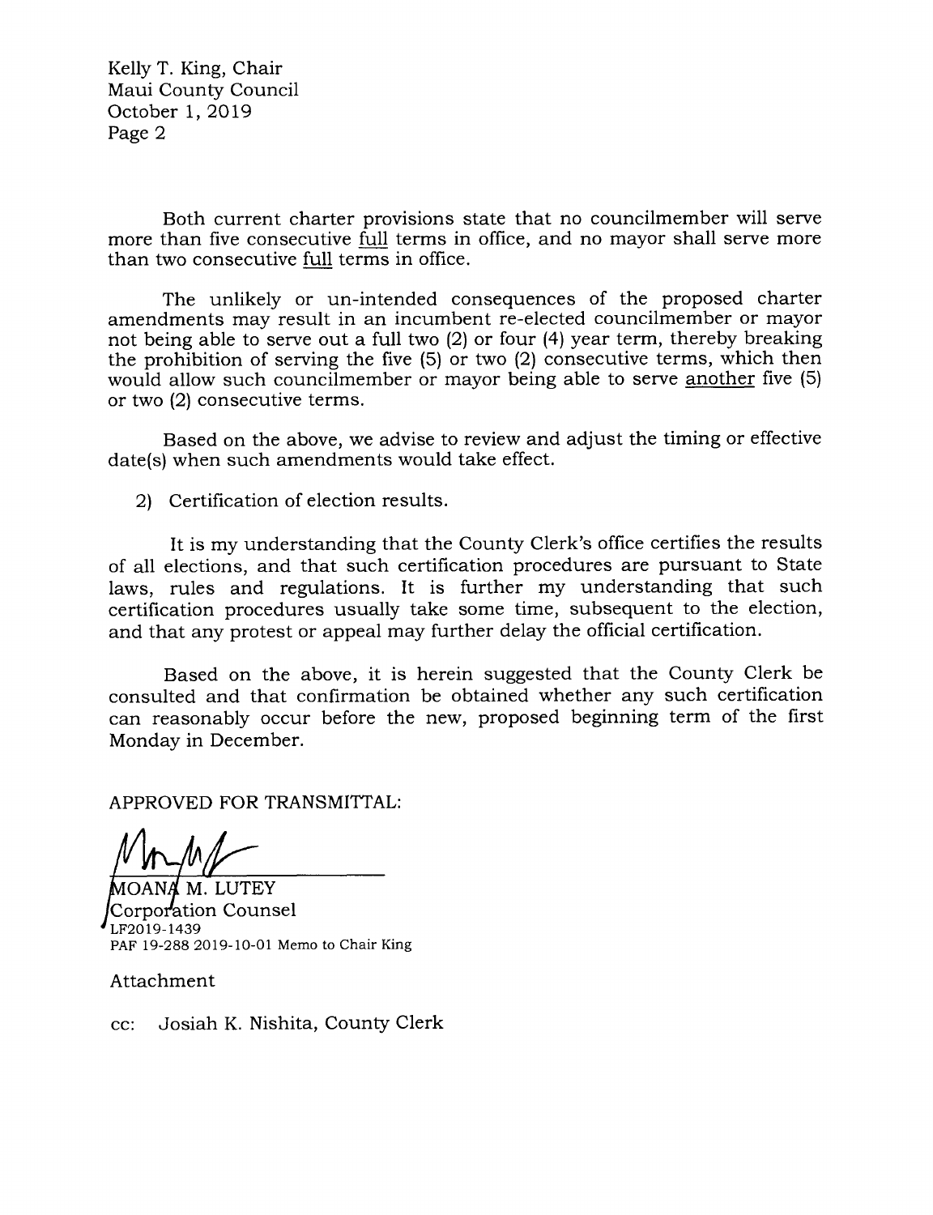Both current charter provisions state that no councilmember will serve more than five consecutive full terms in office, and no mayor shall serve more than two consecutive full terms in office.

The unlikely or un-intended consequences of the proposed charter amendments may result in an incumbent re-elected councilmember or mayor not being able to serve out a full two (2) or four (4) year term, thereby breaking the prohibition of serving the five (5) or two (2) consecutive terms, which then would allow such councilmember or mayor being able to serve another five (5) or two (2) consecutive terms.

Based on the above, we advise to review and adjust the timing or effective date(s) when such amendments would take effect.

2) Certification of election results.

It is my understanding that the County Clerk's office certifies the results of all elections, and that such certification procedures are pursuant to State laws, rules and regulations. It is further my understanding that such certification procedures usually take some time, subsequent to the election, and that any protest or appeal may further delay the official certification.

Based on the above, it is herein suggested that the County Clerk be consulted and that confirmation be obtained whether any such certification can reasonably occur before the new, proposed beginning term of the first Monday in December.

APPROVED FOR TRANSMITTAL:

MOANA M. LUTEY
Corporation Counsel
LF2019-1439
PAF 19-288 2019-10-01 Memo to Chair King

Attachment

cc: Josiah K. Nishita, County Clerk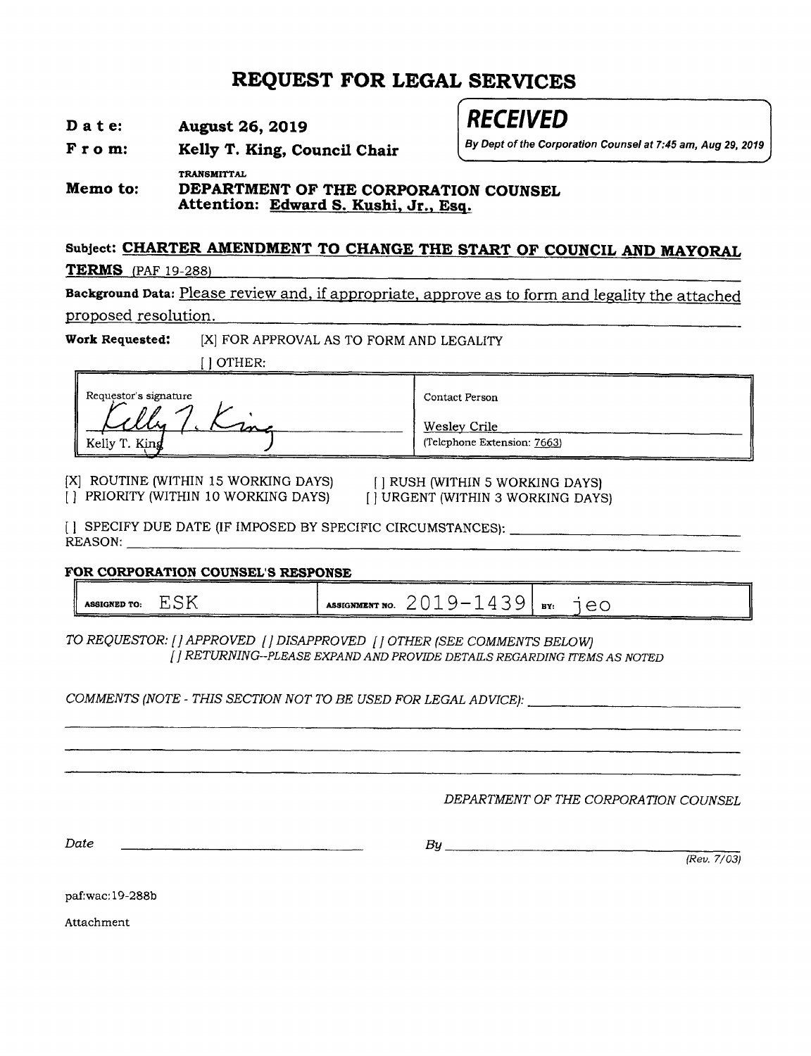# REQUEST FOR LEGAL SERVICES

**Date:** **August 26, 2019**

**From:** **Kelly T. King, Council Chair**

> ***RECEIVED***
> *By Dept of the Corporation Counsel at 7:45 am, Aug 29, 2019*

TRANSMITTAL

**Memo to:** **DEPARTMENT OF THE CORPORATION COUNSEL**
**Attention: Edward S. Kushi, Jr., Esq.**

**Subject: CHARTER AMENDMENT TO CHANGE THE START OF COUNCIL AND MAYORAL TERMS** (PAF 19-288)

**Background Data:** Please review and, if appropriate, approve as to form and legality the attached proposed resolution.

**Work Requested:** [X] FOR APPROVAL AS TO FORM AND LEGALITY

[ ] OTHER:

| Requestor's signature | Contact Person |
|---|---|
| *Kelly T. King* (signature)<br>Kelly T. King | Wesley Crile<br>(Telephone Extension: 7663) |

[X] ROUTINE (WITHIN 15 WORKING DAYS)
[ ] PRIORITY (WITHIN 10 WORKING DAYS)
[ ] RUSH (WITHIN 5 WORKING DAYS)
[ ] URGENT (WITHIN 3 WORKING DAYS)

[ ] SPECIFY DUE DATE (IF IMPOSED BY SPECIFIC CIRCUMSTANCES): \_\_\_\_\_\_\_\_
REASON: \_\_\_\_\_\_\_\_

### FOR CORPORATION COUNSEL'S RESPONSE

| ASSIGNED TO: ESK | ASSIGNMENT NO. 2019-1439 | BY: jeo |
|---|---|---|

*TO REQUESTOR: [ ] APPROVED [ ] DISAPPROVED [ ] OTHER (SEE COMMENTS BELOW)*
*[ ] RETURNING--PLEASE EXPAND AND PROVIDE DETAILS REGARDING ITEMS AS NOTED*

*COMMENTS (NOTE - THIS SECTION NOT TO BE USED FOR LEGAL ADVICE):* \_\_\_\_\_\_\_\_

*DEPARTMENT OF THE CORPORATION COUNSEL*

*Date* \_\_\_\_\_\_\_\_ *By* \_\_\_\_\_\_\_\_

*(Rev. 7/03)*

paf:wac:19-288b

Attachment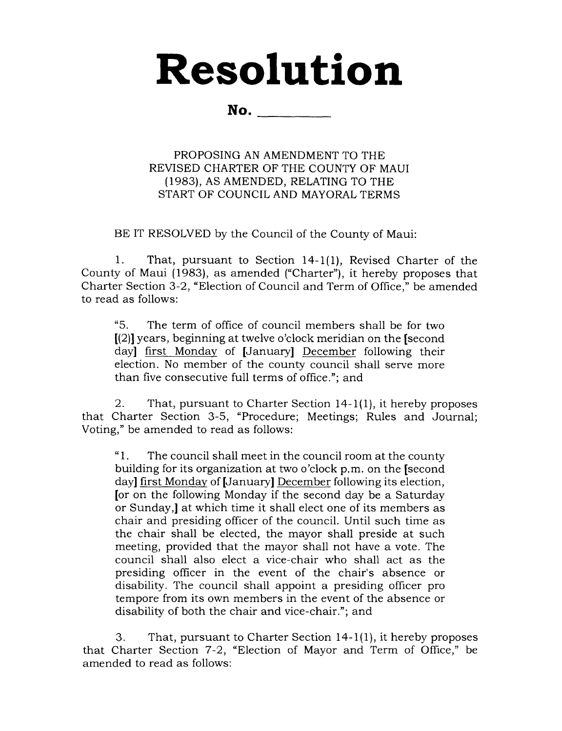# Resolution

**No. ________**

PROPOSING AN AMENDMENT TO THE REVISED CHARTER OF THE COUNTY OF MAUI (1983), AS AMENDED, RELATING TO THE START OF COUNCIL AND MAYORAL TERMS

BE IT RESOLVED by the Council of the County of Maui:

1. That, pursuant to Section 14-1(1), Revised Charter of the County of Maui (1983), as amended ("Charter"), it hereby proposes that Charter Section 3-2, "Election of Council and Term of Office," be amended to read as follows:

> "5. The term of office of council members shall be for two [(2)] years, beginning at twelve o'clock meridian on the [second day] <u>first Monday</u> of [January] <u>December</u> following their election. No member of the county council shall serve more than five consecutive full terms of office."; and

2. That, pursuant to Charter Section 14-1(1), it hereby proposes that Charter Section 3-5, "Procedure; Meetings; Rules and Journal; Voting," be amended to read as follows:

> "1. The council shall meet in the council room at the county building for its organization at two o'clock p.m. on the [second day] <u>first Monday</u> of [January] <u>December</u> following its election, [or on the following Monday if the second day be a Saturday or Sunday,] at which time it shall elect one of its members as chair and presiding officer of the council. Until such time as the chair shall be elected, the mayor shall preside at such meeting, provided that the mayor shall not have a vote. The council shall also elect a vice-chair who shall act as the presiding officer in the event of the chair's absence or disability. The council shall appoint a presiding officer pro tempore from its own members in the event of the absence or disability of both the chair and vice-chair."; and

3. That, pursuant to Charter Section 14-1(1), it hereby proposes that Charter Section 7-2, "Election of Mayor and Term of Office," be amended to read as follows: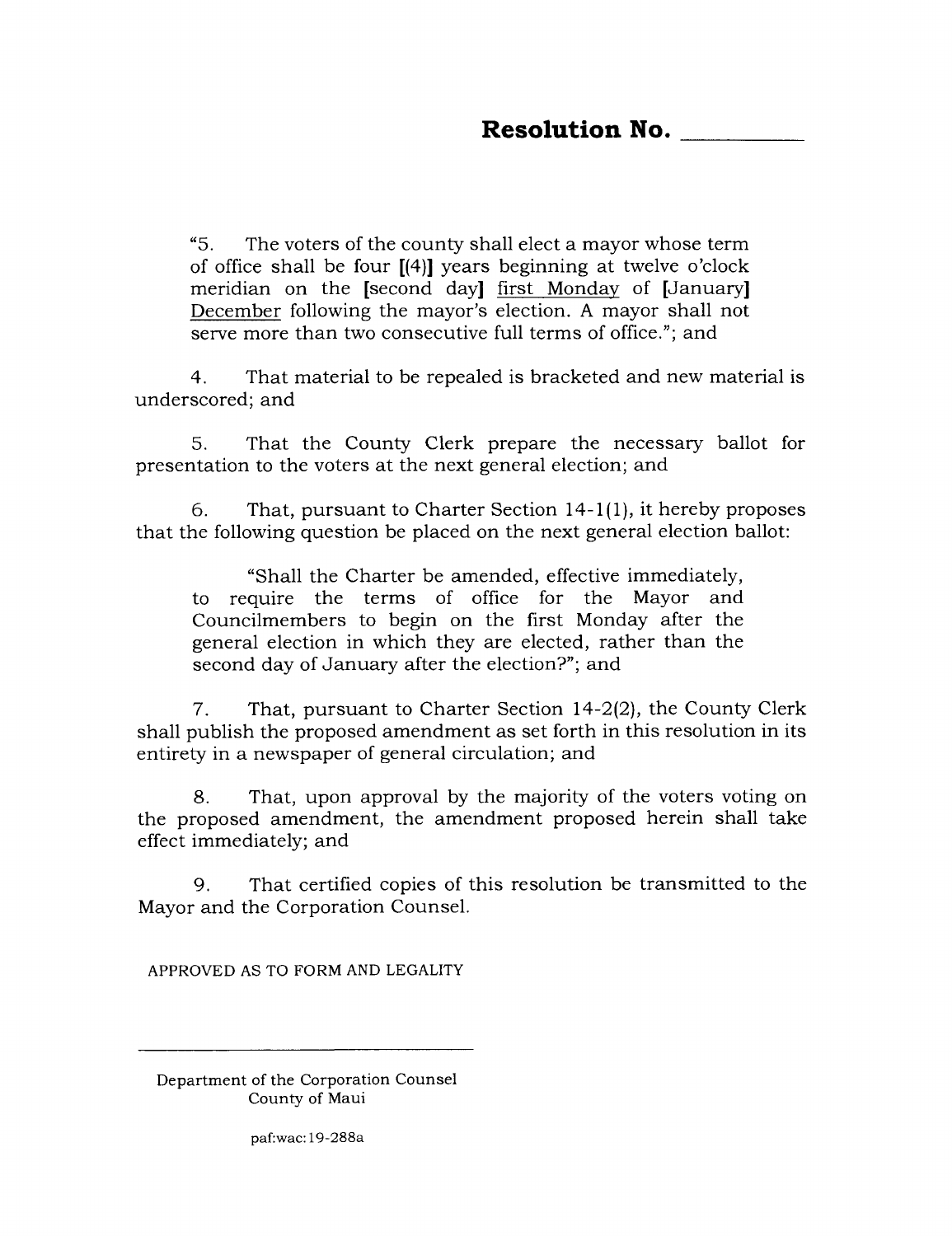**Resolution No. \_\_\_\_\_\_\_\_\_\_**

"5. The voters of the county shall elect a mayor whose term of office shall be four [(4)] years beginning at twelve o'clock meridian on the [second day] <u>first Monday</u> of [January] <u>December</u> following the mayor's election. A mayor shall not serve more than two consecutive full terms of office."; and

4. That material to be repealed is bracketed and new material is underscored; and

5. That the County Clerk prepare the necessary ballot for presentation to the voters at the next general election; and

6. That, pursuant to Charter Section 14-1(1), it hereby proposes that the following question be placed on the next general election ballot:

> "Shall the Charter be amended, effective immediately, to require the terms of office for the Mayor and Councilmembers to begin on the first Monday after the general election in which they are elected, rather than the second day of January after the election?"; and

7. That, pursuant to Charter Section 14-2(2), the County Clerk shall publish the proposed amendment as set forth in this resolution in its entirety in a newspaper of general circulation; and

8. That, upon approval by the majority of the voters voting on the proposed amendment, the amendment proposed herein shall take effect immediately; and

9. That certified copies of this resolution be transmitted to the Mayor and the Corporation Counsel.

APPROVED AS TO FORM AND LEGALITY

\_\_\_\_\_\_\_\_\_\_\_\_\_\_\_\_\_\_\_\_\_\_\_\_\_\_\_\_\_\_\_\_\_\_\_\_

Department of the Corporation Counsel
County of Maui

paf:wac:19-288a